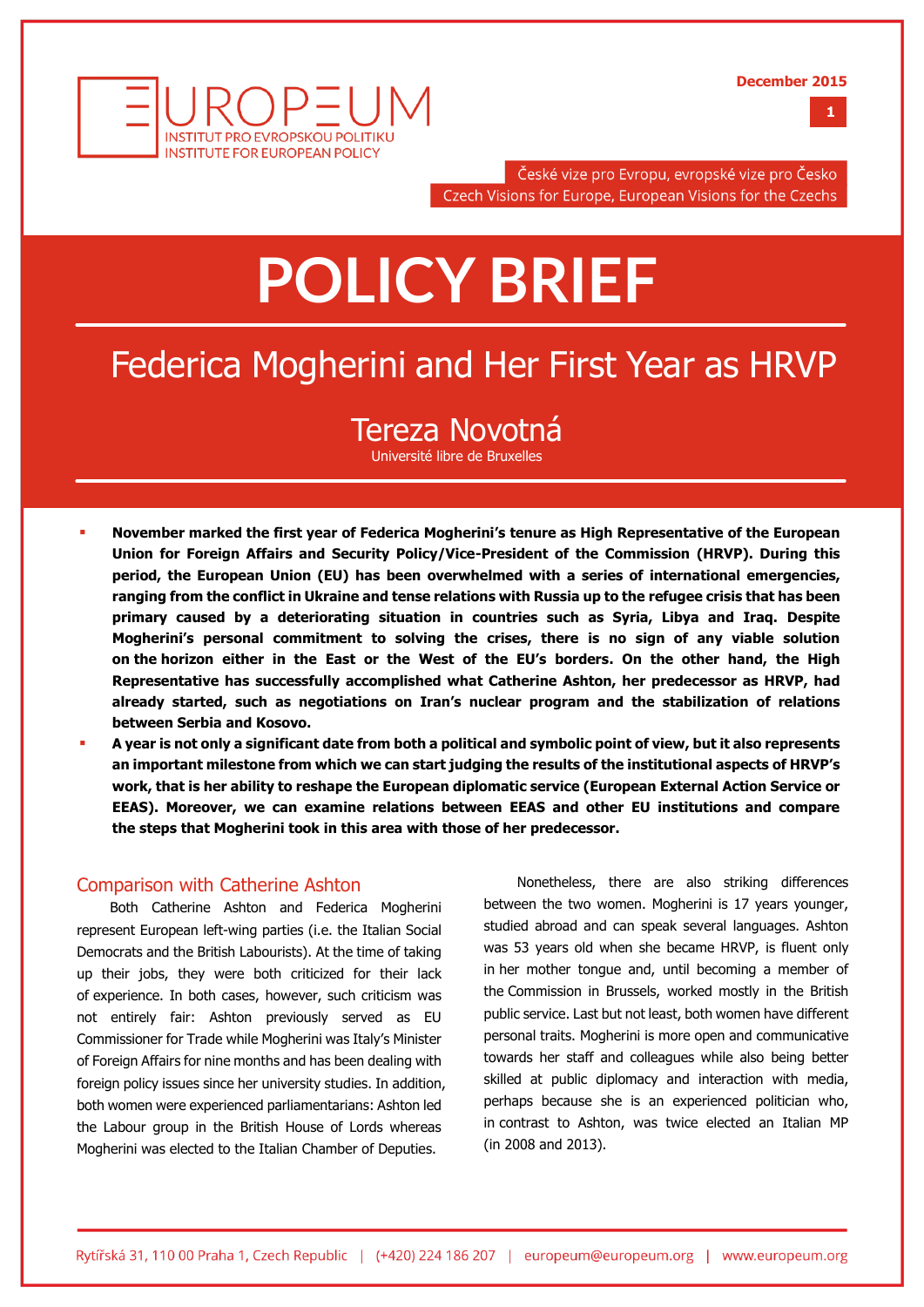EUROPEUM
INSTITUT PRO EVROPSKOU POLITIKU
INSTITUTE FOR EUROPEAN POLICY

December 2015

České vize pro Evropu, evropské vize pro Česko
Czech Visions for Europe, European Visions for the Czechs

# POLICY BRIEF

## Federica Mogherini and Her First Year as HRVP

Tereza Novotná
Université libre de Bruxelles

- **November marked the first year of Federica Mogherini's tenure as High Representative of the European Union for Foreign Affairs and Security Policy/Vice-President of the Commission (HRVP). During this period, the European Union (EU) has been overwhelmed with a series of international emergencies, ranging from the conflict in Ukraine and tense relations with Russia up to the refugee crisis that has been primary caused by a deteriorating situation in countries such as Syria, Libya and Iraq. Despite Mogherini's personal commitment to solving the crises, there is no sign of any viable solution on the horizon either in the East or the West of the EU's borders. On the other hand, the High Representative has successfully accomplished what Catherine Ashton, her predecessor as HRVP, had already started, such as negotiations on Iran's nuclear program and the stabilization of relations between Serbia and Kosovo.**
- **A year is not only a significant date from both a political and symbolic point of view, but it also represents an important milestone from which we can start judging the results of the institutional aspects of HRVP's work, that is her ability to reshape the European diplomatic service (European External Action Service or EEAS). Moreover, we can examine relations between EEAS and other EU institutions and compare the steps that Mogherini took in this area with those of her predecessor.**

### Comparison with Catherine Ashton

Both Catherine Ashton and Federica Mogherini represent European left-wing parties (i.e. the Italian Social Democrats and the British Labourists). At the time of taking up their jobs, they were both criticized for their lack of experience. In both cases, however, such criticism was not entirely fair: Ashton previously served as EU Commissioner for Trade while Mogherini was Italy's Minister of Foreign Affairs for nine months and has been dealing with foreign policy issues since her university studies. In addition, both women were experienced parliamentarians: Ashton led the Labour group in the British House of Lords whereas Mogherini was elected to the Italian Chamber of Deputies.

Nonetheless, there are also striking differences between the two women. Mogherini is 17 years younger, studied abroad and can speak several languages. Ashton was 53 years old when she became HRVP, is fluent only in her mother tongue and, until becoming a member of the Commission in Brussels, worked mostly in the British public service. Last but not least, both women have different personal traits. Mogherini is more open and communicative towards her staff and colleagues while also being better skilled at public diplomacy and interaction with media, perhaps because she is an experienced politician who, in contrast to Ashton, was twice elected an Italian MP (in 2008 and 2013).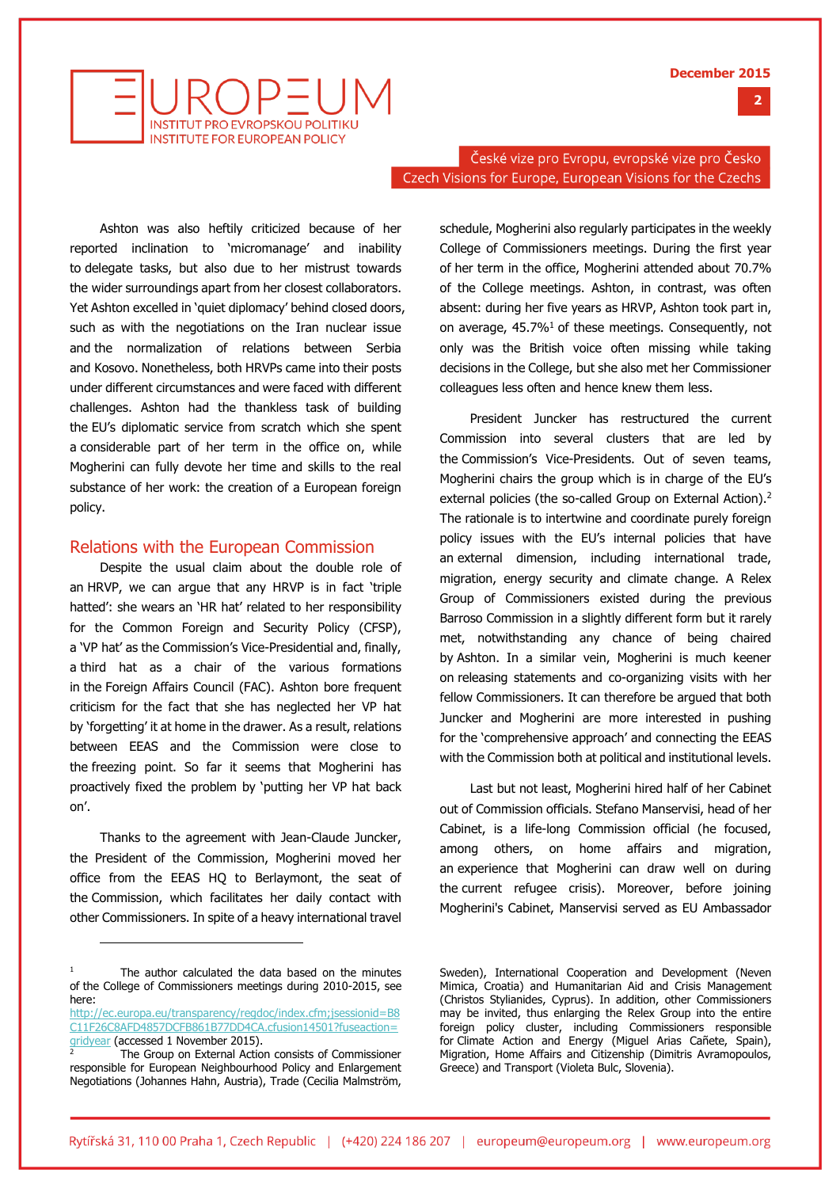Ashton was also heftily criticized because of her reported inclination to 'micromanage' and inability to delegate tasks, but also due to her mistrust towards the wider surroundings apart from her closest collaborators. Yet Ashton excelled in 'quiet diplomacy' behind closed doors, such as with the negotiations on the Iran nuclear issue and the normalization of relations between Serbia and Kosovo. Nonetheless, both HRVPs came into their posts under different circumstances and were faced with different challenges. Ashton had the thankless task of building the EU's diplomatic service from scratch which she spent a considerable part of her term in the office on, while Mogherini can fully devote her time and skills to the real substance of her work: the creation of a European foreign policy.

## Relations with the European Commission

Despite the usual claim about the double role of an HRVP, we can argue that any HRVP is in fact 'triple hatted': she wears an 'HR hat' related to her responsibility for the Common Foreign and Security Policy (CFSP), a 'VP hat' as the Commission's Vice-Presidential and, finally, a third hat as a chair of the various formations in the Foreign Affairs Council (FAC). Ashton bore frequent criticism for the fact that she has neglected her VP hat by 'forgetting' it at home in the drawer. As a result, relations between EEAS and the Commission were close to the freezing point. So far it seems that Mogherini has proactively fixed the problem by 'putting her VP hat back on'.

Thanks to the agreement with Jean-Claude Juncker, the President of the Commission, Mogherini moved her office from the EEAS HQ to Berlaymont, the seat of the Commission, which facilitates her daily contact with other Commissioners. In spite of a heavy international travel schedule, Mogherini also regularly participates in the weekly College of Commissioners meetings. During the first year of her term in the office, Mogherini attended about 70.7% of the College meetings. Ashton, in contrast, was often absent: during her five years as HRVP, Ashton took part in, on average, 45.7%[1] of these meetings. Consequently, not only was the British voice often missing while taking decisions in the College, but she also met her Commissioner colleagues less often and hence knew them less.

President Juncker has restructured the current Commission into several clusters that are led by the Commission's Vice-Presidents. Out of seven teams, Mogherini chairs the group which is in charge of the EU's external policies (the so-called Group on External Action).[2] The rationale is to intertwine and coordinate purely foreign policy issues with the EU's internal policies that have an external dimension, including international trade, migration, energy security and climate change. A Relex Group of Commissioners existed during the previous Barroso Commission in a slightly different form but it rarely met, notwithstanding any chance of being chaired by Ashton. In a similar vein, Mogherini is much keener on releasing statements and co-organizing visits with her fellow Commissioners. It can therefore be argued that both Juncker and Mogherini are more interested in pushing for the 'comprehensive approach' and connecting the EEAS with the Commission both at political and institutional levels.

Last but not least, Mogherini hired half of her Cabinet out of Commission officials. Stefano Manservisi, head of her Cabinet, is a life-long Commission official (he focused, among others, on home affairs and migration, an experience that Mogherini can draw well on during the current refugee crisis). Moreover, before joining Mogherini's Cabinet, Manservisi served as EU Ambassador

---

[1] The author calculated the data based on the minutes of the College of Commissioners meetings during 2010-2015, see here: http://ec.europa.eu/transparency/regdoc/index.cfm;jsessionid=B8C11F26C8AFD4857DCFB861B77DD4CA.cfusion14501?fuseaction=gridyear (accessed 1 November 2015).

[2] The Group on External Action consists of Commissioner responsible for European Neighbourhood Policy and Enlargement Negotiations (Johannes Hahn, Austria), Trade (Cecilia Malmström, Sweden), International Cooperation and Development (Neven Mimica, Croatia) and Humanitarian Aid and Crisis Management (Christos Stylianides, Cyprus). In addition, other Commissioners may be invited, thus enlarging the Relex Group into the entire foreign policy cluster, including Commissioners responsible for Climate Action and Energy (Miguel Arias Cañete, Spain), Migration, Home Affairs and Citizenship (Dimitris Avramopoulos, Greece) and Transport (Violeta Bulc, Slovenia).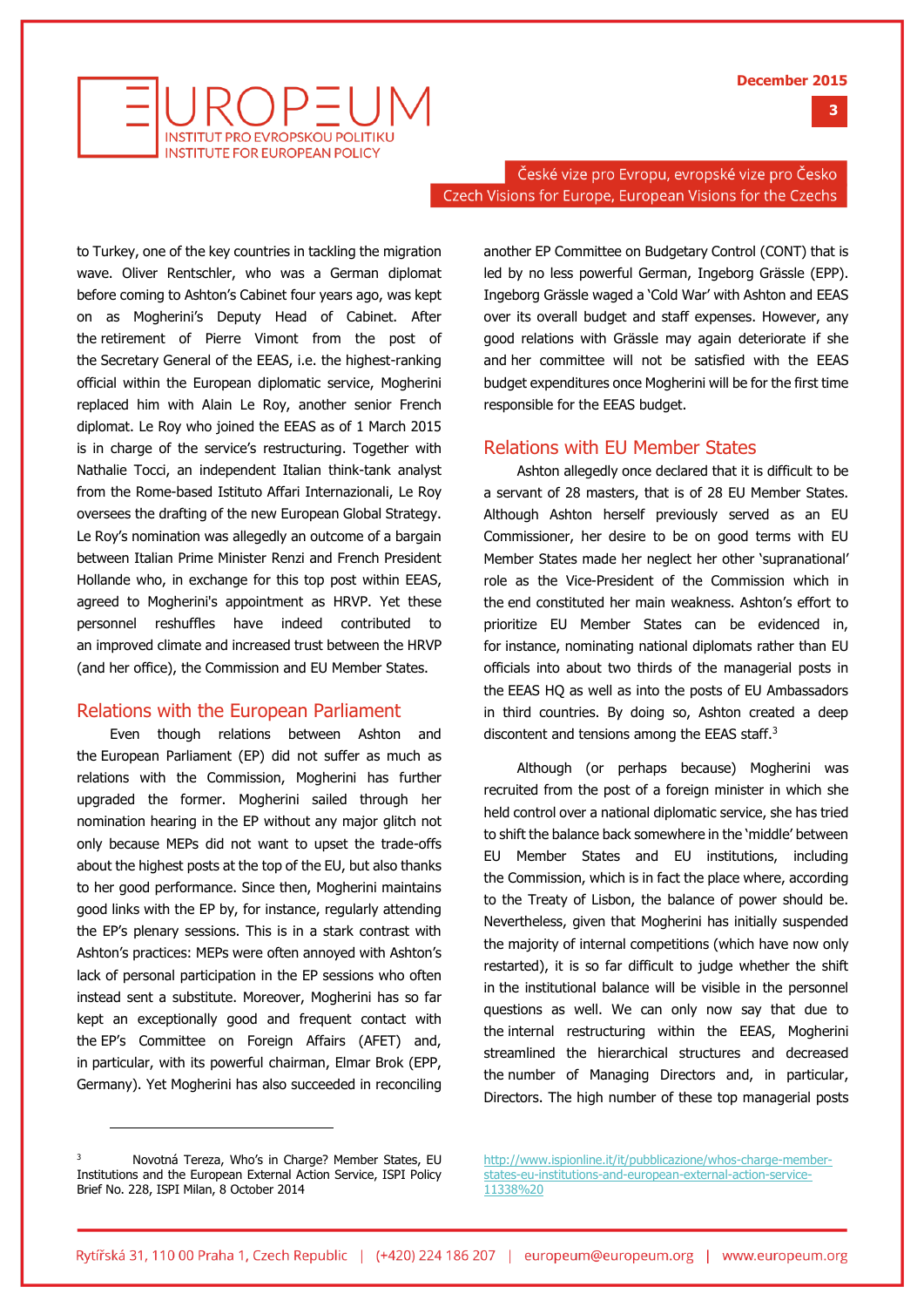to Turkey, one of the key countries in tackling the migration wave. Oliver Rentschler, who was a German diplomat before coming to Ashton's Cabinet four years ago, was kept on as Mogherini's Deputy Head of Cabinet. After the retirement of Pierre Vimont from the post of the Secretary General of the EEAS, i.e. the highest-ranking official within the European diplomatic service, Mogherini replaced him with Alain Le Roy, another senior French diplomat. Le Roy who joined the EEAS as of 1 March 2015 is in charge of the service's restructuring. Together with Nathalie Tocci, an independent Italian think-tank analyst from the Rome-based Istituto Affari Internazionali, Le Roy oversees the drafting of the new European Global Strategy. Le Roy's nomination was allegedly an outcome of a bargain between Italian Prime Minister Renzi and French President Hollande who, in exchange for this top post within EEAS, agreed to Mogherini's appointment as HRVP. Yet these personnel reshuffles have indeed contributed to an improved climate and increased trust between the HRVP (and her office), the Commission and EU Member States.

## Relations with the European Parliament

Even though relations between Ashton and the European Parliament (EP) did not suffer as much as relations with the Commission, Mogherini has further upgraded the former. Mogherini sailed through her nomination hearing in the EP without any major glitch not only because MEPs did not want to upset the trade-offs about the highest posts at the top of the EU, but also thanks to her good performance. Since then, Mogherini maintains good links with the EP by, for instance, regularly attending the EP's plenary sessions. This is in a stark contrast with Ashton's practices: MEPs were often annoyed with Ashton's lack of personal participation in the EP sessions who often instead sent a substitute. Moreover, Mogherini has so far kept an exceptionally good and frequent contact with the EP's Committee on Foreign Affairs (AFET) and, in particular, with its powerful chairman, Elmar Brok (EPP, Germany). Yet Mogherini has also succeeded in reconciling another EP Committee on Budgetary Control (CONT) that is led by no less powerful German, Ingeborg Grässle (EPP). Ingeborg Grässle waged a 'Cold War' with Ashton and EEAS over its overall budget and staff expenses. However, any good relations with Grässle may again deteriorate if she and her committee will not be satisfied with the EEAS budget expenditures once Mogherini will be for the first time responsible for the EEAS budget.

## Relations with EU Member States

Ashton allegedly once declared that it is difficult to be a servant of 28 masters, that is of 28 EU Member States. Although Ashton herself previously served as an EU Commissioner, her desire to be on good terms with EU Member States made her neglect her other 'supranational' role as the Vice-President of the Commission which in the end constituted her main weakness. Ashton's effort to prioritize EU Member States can be evidenced in, for instance, nominating national diplomats rather than EU officials into about two thirds of the managerial posts in the EEAS HQ as well as into the posts of EU Ambassadors in third countries. By doing so, Ashton created a deep discontent and tensions among the EEAS staff.[3]

Although (or perhaps because) Mogherini was recruited from the post of a foreign minister in which she held control over a national diplomatic service, she has tried to shift the balance back somewhere in the 'middle' between EU Member States and EU institutions, including the Commission, which is in fact the place where, according to the Treaty of Lisbon, the balance of power should be. Nevertheless, given that Mogherini has initially suspended the majority of internal competitions (which have now only restarted), it is so far difficult to judge whether the shift in the institutional balance will be visible in the personnel questions as well. We can only now say that due to the internal restructuring within the EEAS, Mogherini streamlined the hierarchical structures and decreased the number of Managing Directors and, in particular, Directors. The high number of these top managerial posts

---

[3] Novotná Tereza, Who's in Charge? Member States, EU Institutions and the European External Action Service, ISPI Policy Brief No. 228, ISPI Milan, 8 October 2014 http://www.ispionline.it/it/pubblicazione/whos-charge-member-states-eu-institutions-and-european-external-action-service-11338%20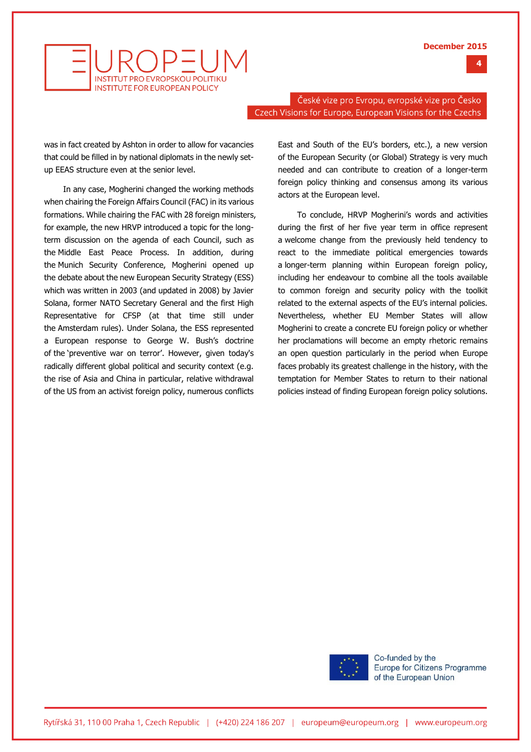was in fact created by Ashton in order to allow for vacancies that could be filled in by national diplomats in the newly set-up EEAS structure even at the senior level.

In any case, Mogherini changed the working methods when chairing the Foreign Affairs Council (FAC) in its various formations. While chairing the FAC with 28 foreign ministers, for example, the new HRVP introduced a topic for the long-term discussion on the agenda of each Council, such as the Middle East Peace Process. In addition, during the Munich Security Conference, Mogherini opened up the debate about the new European Security Strategy (ESS) which was written in 2003 (and updated in 2008) by Javier Solana, former NATO Secretary General and the first High Representative for CFSP (at that time still under the Amsterdam rules). Under Solana, the ESS represented a European response to George W. Bush's doctrine of the 'preventive war on terror'. However, given today's radically different global political and security context (e.g. the rise of Asia and China in particular, relative withdrawal of the US from an activist foreign policy, numerous conflicts East and South of the EU's borders, etc.), a new version of the European Security (or Global) Strategy is very much needed and can contribute to creation of a longer-term foreign policy thinking and consensus among its various actors at the European level.

To conclude, HRVP Mogherini's words and activities during the first of her five year term in office represent a welcome change from the previously held tendency to react to the immediate political emergencies towards a longer-term planning within European foreign policy, including her endeavour to combine all the tools available to common foreign and security policy with the toolkit related to the external aspects of the EU's internal policies. Nevertheless, whether EU Member States will allow Mogherini to create a concrete EU foreign policy or whether her proclamations will become an empty rhetoric remains an open question particularly in the period when Europe faces probably its greatest challenge in the history, with the temptation for Member States to return to their national policies instead of finding European foreign policy solutions.

Co-funded by the Europe for Citizens Programme of the European Union